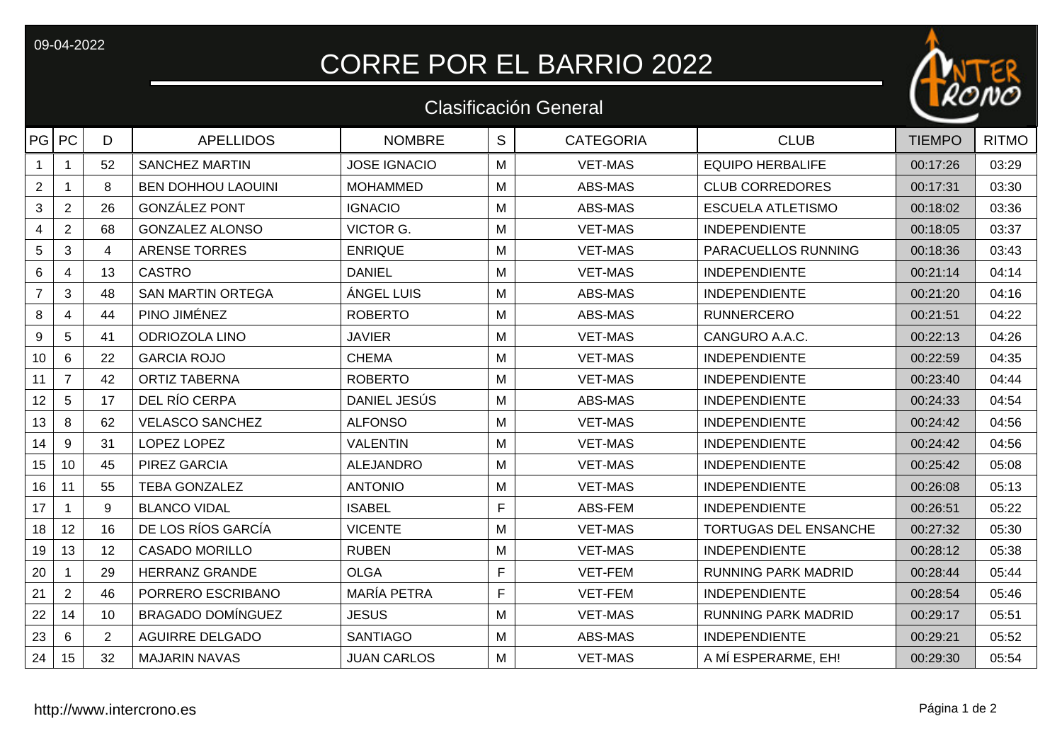09-04-2022

# CORRE POR EL BARRIO 2022

## Clasificación General

| PG | PC | D | APELLIDOS | NOMBRE | S | CATEGORIA | CLUB | TIEMPO | RITMO |
|---|---|---|---|---|---|---|---|---|---|
| 1 | 1 | 52 | SANCHEZ MARTIN | JOSE IGNACIO | M | VET-MAS | EQUIPO HERBALIFE | 00:17:26 | 03:29 |
| 2 | 1 | 8 | BEN DOHHOU LAOUINI | MOHAMMED | M | ABS-MAS | CLUB CORREDORES | 00:17:31 | 03:30 |
| 3 | 2 | 26 | GONZÁLEZ PONT | IGNACIO | M | ABS-MAS | ESCUELA ATLETISMO | 00:18:02 | 03:36 |
| 4 | 2 | 68 | GONZALEZ ALONSO | VICTOR G. | M | VET-MAS | INDEPENDIENTE | 00:18:05 | 03:37 |
| 5 | 3 | 4 | ARENSE TORRES | ENRIQUE | M | VET-MAS | PARACUELLOS RUNNING | 00:18:36 | 03:43 |
| 6 | 4 | 13 | CASTRO | DANIEL | M | VET-MAS | INDEPENDIENTE | 00:21:14 | 04:14 |
| 7 | 3 | 48 | SAN MARTIN ORTEGA | ÁNGEL LUIS | M | ABS-MAS | INDEPENDIENTE | 00:21:20 | 04:16 |
| 8 | 4 | 44 | PINO JIMÉNEZ | ROBERTO | M | ABS-MAS | RUNNERCERO | 00:21:51 | 04:22 |
| 9 | 5 | 41 | ODRIOZOLA LINO | JAVIER | M | VET-MAS | CANGURO A.A.C. | 00:22:13 | 04:26 |
| 10 | 6 | 22 | GARCIA ROJO | CHEMA | M | VET-MAS | INDEPENDIENTE | 00:22:59 | 04:35 |
| 11 | 7 | 42 | ORTIZ TABERNA | ROBERTO | M | VET-MAS | INDEPENDIENTE | 00:23:40 | 04:44 |
| 12 | 5 | 17 | DEL RÍO CERPA | DANIEL JESÚS | M | ABS-MAS | INDEPENDIENTE | 00:24:33 | 04:54 |
| 13 | 8 | 62 | VELASCO SANCHEZ | ALFONSO | M | VET-MAS | INDEPENDIENTE | 00:24:42 | 04:56 |
| 14 | 9 | 31 | LOPEZ LOPEZ | VALENTIN | M | VET-MAS | INDEPENDIENTE | 00:24:42 | 04:56 |
| 15 | 10 | 45 | PIREZ GARCIA | ALEJANDRO | M | VET-MAS | INDEPENDIENTE | 00:25:42 | 05:08 |
| 16 | 11 | 55 | TEBA GONZALEZ | ANTONIO | M | VET-MAS | INDEPENDIENTE | 00:26:08 | 05:13 |
| 17 | 1 | 9 | BLANCO VIDAL | ISABEL | F | ABS-FEM | INDEPENDIENTE | 00:26:51 | 05:22 |
| 18 | 12 | 16 | DE LOS RÍOS GARCÍA | VICENTE | M | VET-MAS | TORTUGAS DEL ENSANCHE | 00:27:32 | 05:30 |
| 19 | 13 | 12 | CASADO MORILLO | RUBEN | M | VET-MAS | INDEPENDIENTE | 00:28:12 | 05:38 |
| 20 | 1 | 29 | HERRANZ GRANDE | OLGA | F | VET-FEM | RUNNING PARK MADRID | 00:28:44 | 05:44 |
| 21 | 2 | 46 | PORRERO ESCRIBANO | MARÍA PETRA | F | VET-FEM | INDEPENDIENTE | 00:28:54 | 05:46 |
| 22 | 14 | 10 | BRAGADO DOMÍNGUEZ | JESUS | M | VET-MAS | RUNNING PARK MADRID | 00:29:17 | 05:51 |
| 23 | 6 | 2 | AGUIRRE DELGADO | SANTIAGO | M | ABS-MAS | INDEPENDIENTE | 00:29:21 | 05:52 |
| 24 | 15 | 32 | MAJARIN NAVAS | JUAN CARLOS | M | VET-MAS | A MÍ ESPERARME, EH! | 00:29:30 | 05:54 |

http://www.intercrono.es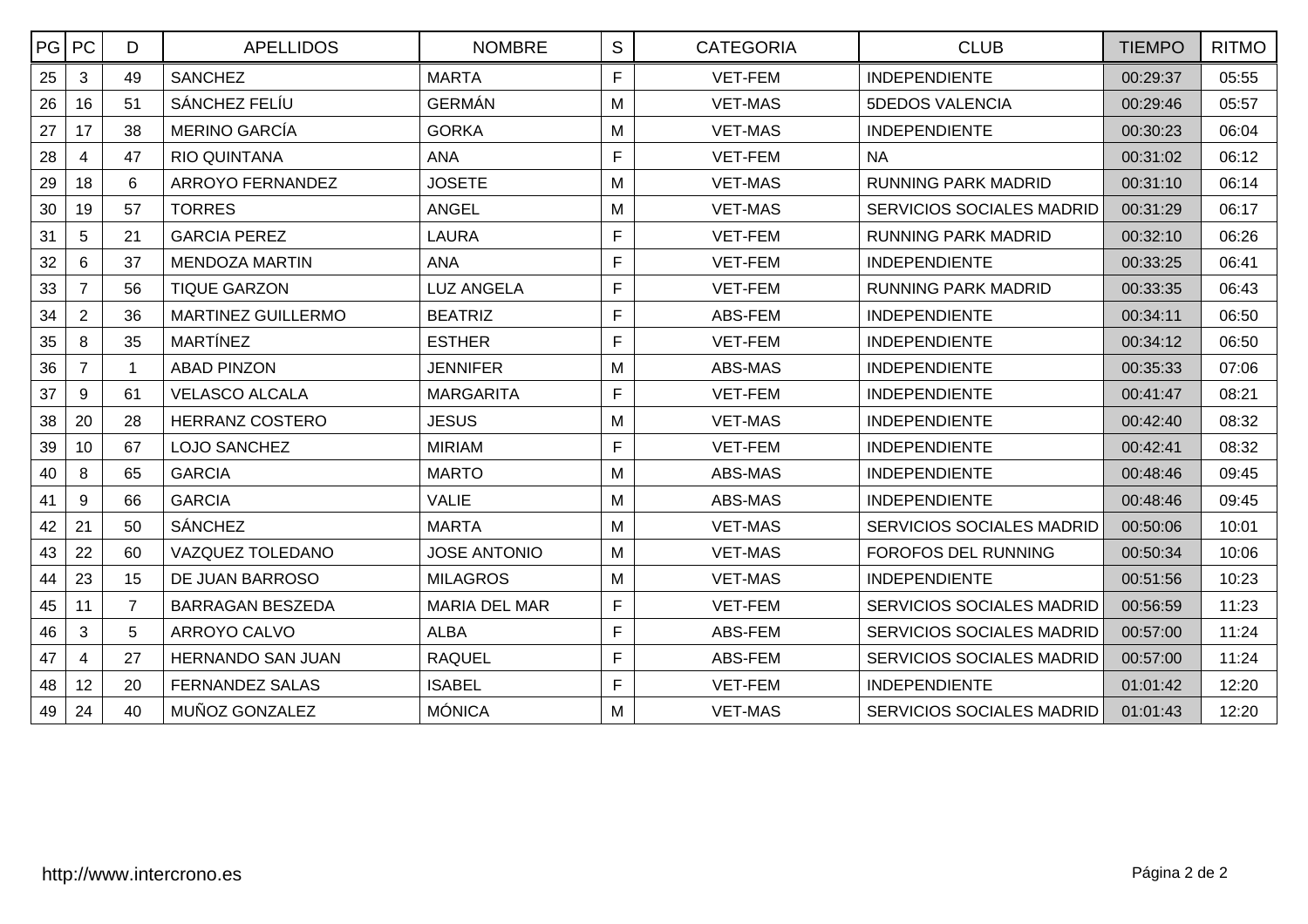| PG | PC | D | APELLIDOS | NOMBRE | S | CATEGORIA | CLUB | TIEMPO | RITMO |
|---|---|---|---|---|---|---|---|---|---|
| 25 | 3 | 49 | SANCHEZ | MARTA | F | VET-FEM | INDEPENDIENTE | 00:29:37 | 05:55 |
| 26 | 16 | 51 | SÁNCHEZ FELÍU | GERMÁN | M | VET-MAS | 5DEDOS VALENCIA | 00:29:46 | 05:57 |
| 27 | 17 | 38 | MERINO GARCÍA | GORKA | M | VET-MAS | INDEPENDIENTE | 00:30:23 | 06:04 |
| 28 | 4 | 47 | RIO QUINTANA | ANA | F | VET-FEM | NA | 00:31:02 | 06:12 |
| 29 | 18 | 6 | ARROYO FERNANDEZ | JOSETE | M | VET-MAS | RUNNING PARK MADRID | 00:31:10 | 06:14 |
| 30 | 19 | 57 | TORRES | ANGEL | M | VET-MAS | SERVICIOS SOCIALES MADRID | 00:31:29 | 06:17 |
| 31 | 5 | 21 | GARCIA PEREZ | LAURA | F | VET-FEM | RUNNING PARK MADRID | 00:32:10 | 06:26 |
| 32 | 6 | 37 | MENDOZA MARTIN | ANA | F | VET-FEM | INDEPENDIENTE | 00:33:25 | 06:41 |
| 33 | 7 | 56 | TIQUE GARZON | LUZ ANGELA | F | VET-FEM | RUNNING PARK MADRID | 00:33:35 | 06:43 |
| 34 | 2 | 36 | MARTINEZ GUILLERMO | BEATRIZ | F | ABS-FEM | INDEPENDIENTE | 00:34:11 | 06:50 |
| 35 | 8 | 35 | MARTÍNEZ | ESTHER | F | VET-FEM | INDEPENDIENTE | 00:34:12 | 06:50 |
| 36 | 7 | 1 | ABAD PINZON | JENNIFER | M | ABS-MAS | INDEPENDIENTE | 00:35:33 | 07:06 |
| 37 | 9 | 61 | VELASCO ALCALA | MARGARITA | F | VET-FEM | INDEPENDIENTE | 00:41:47 | 08:21 |
| 38 | 20 | 28 | HERRANZ COSTERO | JESUS | M | VET-MAS | INDEPENDIENTE | 00:42:40 | 08:32 |
| 39 | 10 | 67 | LOJO SANCHEZ | MIRIAM | F | VET-FEM | INDEPENDIENTE | 00:42:41 | 08:32 |
| 40 | 8 | 65 | GARCIA | MARTO | M | ABS-MAS | INDEPENDIENTE | 00:48:46 | 09:45 |
| 41 | 9 | 66 | GARCIA | VALIE | M | ABS-MAS | INDEPENDIENTE | 00:48:46 | 09:45 |
| 42 | 21 | 50 | SÁNCHEZ | MARTA | M | VET-MAS | SERVICIOS SOCIALES MADRID | 00:50:06 | 10:01 |
| 43 | 22 | 60 | VAZQUEZ TOLEDANO | JOSE ANTONIO | M | VET-MAS | FOROFOS DEL RUNNING | 00:50:34 | 10:06 |
| 44 | 23 | 15 | DE JUAN BARROSO | MILAGROS | M | VET-MAS | INDEPENDIENTE | 00:51:56 | 10:23 |
| 45 | 11 | 7 | BARRAGAN BESZEDA | MARIA DEL MAR | F | VET-FEM | SERVICIOS SOCIALES MADRID | 00:56:59 | 11:23 |
| 46 | 3 | 5 | ARROYO CALVO | ALBA | F | ABS-FEM | SERVICIOS SOCIALES MADRID | 00:57:00 | 11:24 |
| 47 | 4 | 27 | HERNANDO SAN JUAN | RAQUEL | F | ABS-FEM | SERVICIOS SOCIALES MADRID | 00:57:00 | 11:24 |
| 48 | 12 | 20 | FERNANDEZ SALAS | ISABEL | F | VET-FEM | INDEPENDIENTE | 01:01:42 | 12:20 |
| 49 | 24 | 40 | MUÑOZ GONZALEZ | MÓNICA | M | VET-MAS | SERVICIOS SOCIALES MADRID | 01:01:43 | 12:20 |

http://www.intercrono.es